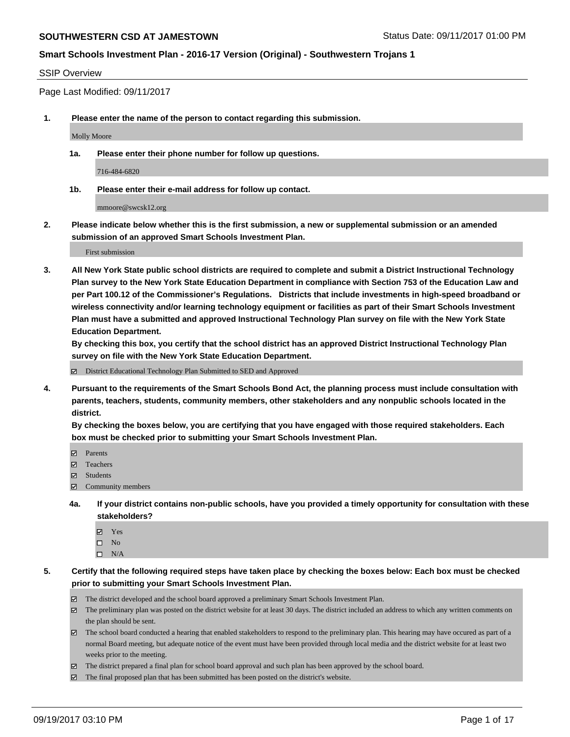**SOUTHWESTERN CSD AT JAMESTOWN** Status Date: 09/11/2017 01:00 PM

**Smart Schools Investment Plan - 2016-17 Version (Original) - Southwestern Trojans 1**

## SSIP Overview

Page Last Modified: 09/11/2017

**1. Please enter the name of the person to contact regarding this submission.**

Molly Moore

**1a. Please enter their phone number for follow up questions.**

716-484-6820

**1b. Please enter their e-mail address for follow up contact.**

mmoore@swcsk12.org

**2. Please indicate below whether this is the first submission, a new or supplemental submission or an amended submission of an approved Smart Schools Investment Plan.**

First submission

**3. All New York State public school districts are required to complete and submit a District Instructional Technology Plan survey to the New York State Education Department in compliance with Section 753 of the Education Law and per Part 100.12 of the Commissioner's Regulations. Districts that include investments in high-speed broadband or wireless connectivity and/or learning technology equipment or facilities as part of their Smart Schools Investment Plan must have a submitted and approved Instructional Technology Plan survey on file with the New York State Education Department.**
**By checking this box, you certify that the school district has an approved District Instructional Technology Plan survey on file with the New York State Education Department.**

- [x] District Educational Technology Plan Submitted to SED and Approved

**4. Pursuant to the requirements of the Smart Schools Bond Act, the planning process must include consultation with parents, teachers, students, community members, other stakeholders and any nonpublic schools located in the district.**
**By checking the boxes below, you are certifying that you have engaged with those required stakeholders. Each box must be checked prior to submitting your Smart Schools Investment Plan.**

- [x] Parents
- [x] Teachers
- [x] Students
- [x] Community members

**4a. If your district contains non-public schools, have you provided a timely opportunity for consultation with these stakeholders?**

- [x] Yes
- [ ] No
- [ ] N/A

**5. Certify that the following required steps have taken place by checking the boxes below: Each box must be checked prior to submitting your Smart Schools Investment Plan.**

- [x] The district developed and the school board approved a preliminary Smart Schools Investment Plan.
- [x] The preliminary plan was posted on the district website for at least 30 days. The district included an address to which any written comments on the plan should be sent.
- [x] The school board conducted a hearing that enabled stakeholders to respond to the preliminary plan. This hearing may have occured as part of a normal Board meeting, but adequate notice of the event must have been provided through local media and the district website for at least two weeks prior to the meeting.
- [x] The district prepared a final plan for school board approval and such plan has been approved by the school board.
- [x] The final proposed plan that has been submitted has been posted on the district's website.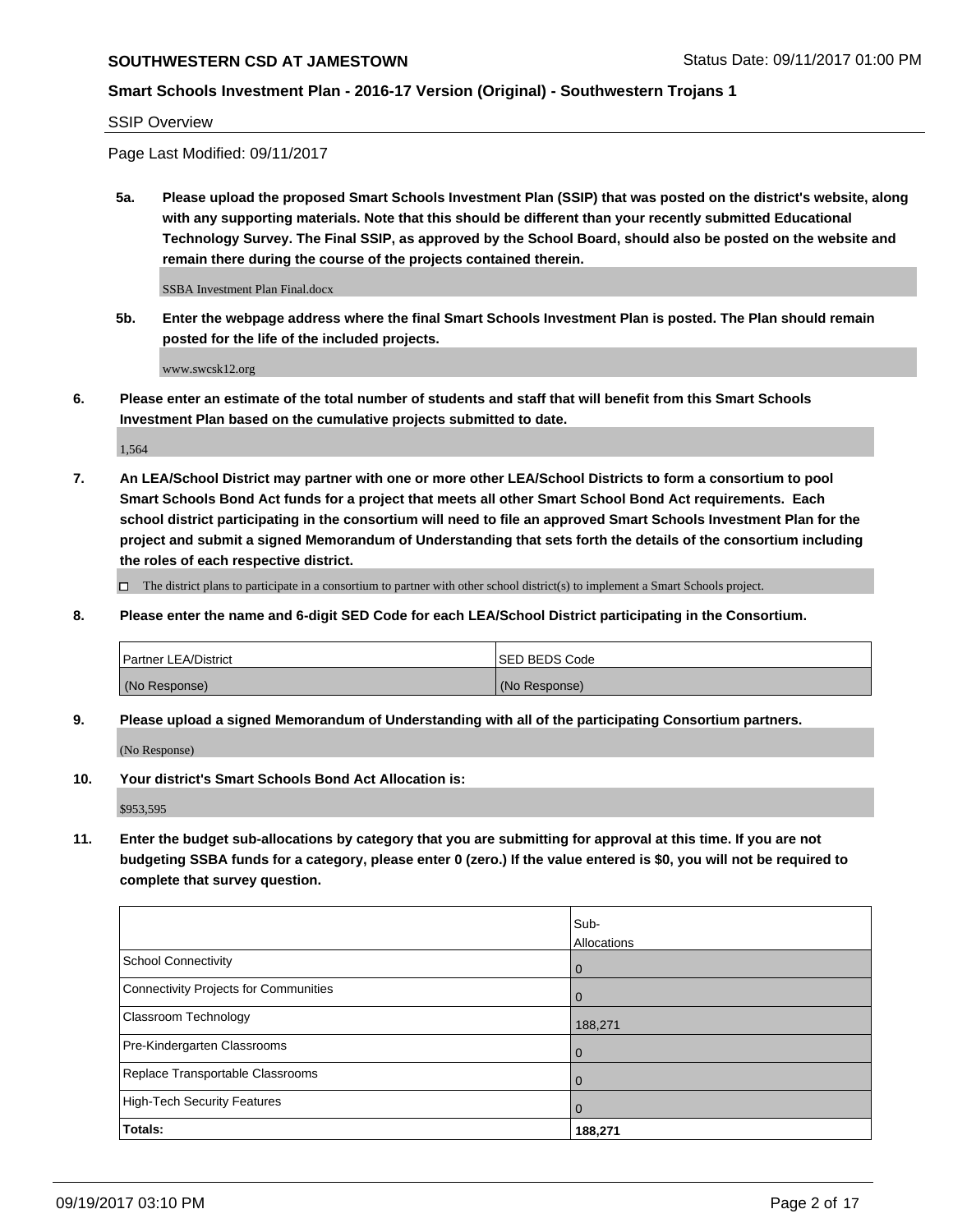SSIP Overview

Page Last Modified: 09/11/2017

**5a. Please upload the proposed Smart Schools Investment Plan (SSIP) that was posted on the district's website, along with any supporting materials. Note that this should be different than your recently submitted Educational Technology Survey. The Final SSIP, as approved by the School Board, should also be posted on the website and remain there during the course of the projects contained therein.**

SSBA Investment Plan Final.docx

**5b. Enter the webpage address where the final Smart Schools Investment Plan is posted. The Plan should remain posted for the life of the included projects.**

www.swcsk12.org

**6. Please enter an estimate of the total number of students and staff that will benefit from this Smart Schools Investment Plan based on the cumulative projects submitted to date.**

1,564

**7. An LEA/School District may partner with one or more other LEA/School Districts to form a consortium to pool Smart Schools Bond Act funds for a project that meets all other Smart School Bond Act requirements. Each school district participating in the consortium will need to file an approved Smart Schools Investment Plan for the project and submit a signed Memorandum of Understanding that sets forth the details of the consortium including the roles of each respective district.**

☐ The district plans to participate in a consortium to partner with other school district(s) to implement a Smart Schools project.

**8. Please enter the name and 6-digit SED Code for each LEA/School District participating in the Consortium.**

| Partner LEA/District | SED BEDS Code |
| --- | --- |
| (No Response) | (No Response) |

**9. Please upload a signed Memorandum of Understanding with all of the participating Consortium partners.**

(No Response)

**10. Your district's Smart Schools Bond Act Allocation is:**

$953,595

**11. Enter the budget sub-allocations by category that you are submitting for approval at this time. If you are not budgeting SSBA funds for a category, please enter 0 (zero.) If the value entered is $0, you will not be required to complete that survey question.**

| | Sub-Allocations |
| --- | --- |
| School Connectivity | 0 |
| Connectivity Projects for Communities | 0 |
| Classroom Technology | 188,271 |
| Pre-Kindergarten Classrooms | 0 |
| Replace Transportable Classrooms | 0 |
| High-Tech Security Features | 0 |
| **Totals:** | **188,271** |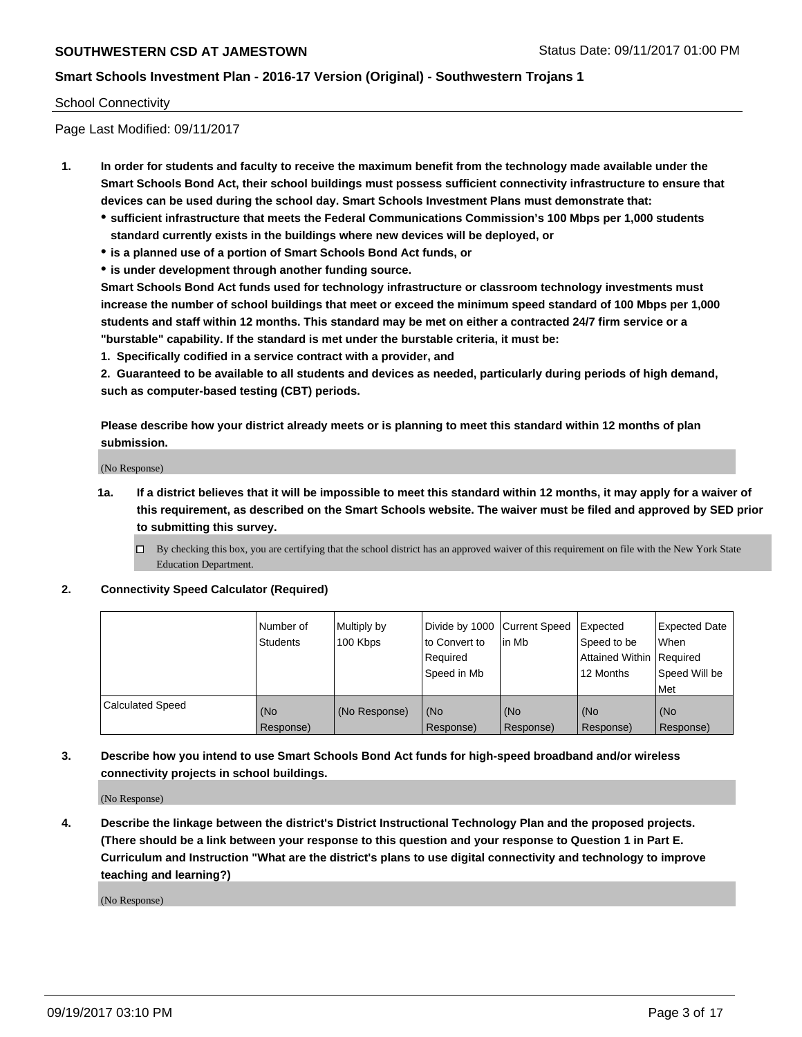School Connectivity

Page Last Modified: 09/11/2017

1. **In order for students and faculty to receive the maximum benefit from the technology made available under the Smart Schools Bond Act, their school buildings must possess sufficient connectivity infrastructure to ensure that devices can be used during the school day. Smart Schools Investment Plans must demonstrate that:**
   - **sufficient infrastructure that meets the Federal Communications Commission's 100 Mbps per 1,000 students standard currently exists in the buildings where new devices will be deployed, or**
   - **is a planned use of a portion of Smart Schools Bond Act funds, or**
   - **is under development through another funding source.**

   **Smart Schools Bond Act funds used for technology infrastructure or classroom technology investments must increase the number of school buildings that meet or exceed the minimum speed standard of 100 Mbps per 1,000 students and staff within 12 months. This standard may be met on either a contracted 24/7 firm service or a "burstable" capability. If the standard is met under the burstable criteria, it must be:**

   **1. Specifically codified in a service contract with a provider, and**

   **2. Guaranteed to be available to all students and devices as needed, particularly during periods of high demand, such as computer-based testing (CBT) periods.**

   **Please describe how your district already meets or is planning to meet this standard within 12 months of plan submission.**

   (No Response)

   **1a. If a district believes that it will be impossible to meet this standard within 12 months, it may apply for a waiver of this requirement, as described on the Smart Schools website. The waiver must be filed and approved by SED prior to submitting this survey.**

   ☐ By checking this box, you are certifying that the school district has an approved waiver of this requirement on file with the New York State Education Department.

2. **Connectivity Speed Calculator (Required)**

|  | Number of Students | Multiply by 100 Kbps | Divide by 1000 to Convert to Required Speed in Mb | Current Speed in Mb | Expected Speed to be Attained Within 12 Months | Expected Date When Required Speed Will be Met |
|---|---|---|---|---|---|---|
| Calculated Speed | (No Response) | (No Response) | (No Response) | (No Response) | (No Response) | (No Response) |

3. **Describe how you intend to use Smart Schools Bond Act funds for high-speed broadband and/or wireless connectivity projects in school buildings.**

   (No Response)

4. **Describe the linkage between the district's District Instructional Technology Plan and the proposed projects. (There should be a link between your response to this question and your response to Question 1 in Part E. Curriculum and Instruction "What are the district's plans to use digital connectivity and technology to improve teaching and learning?)**

   (No Response)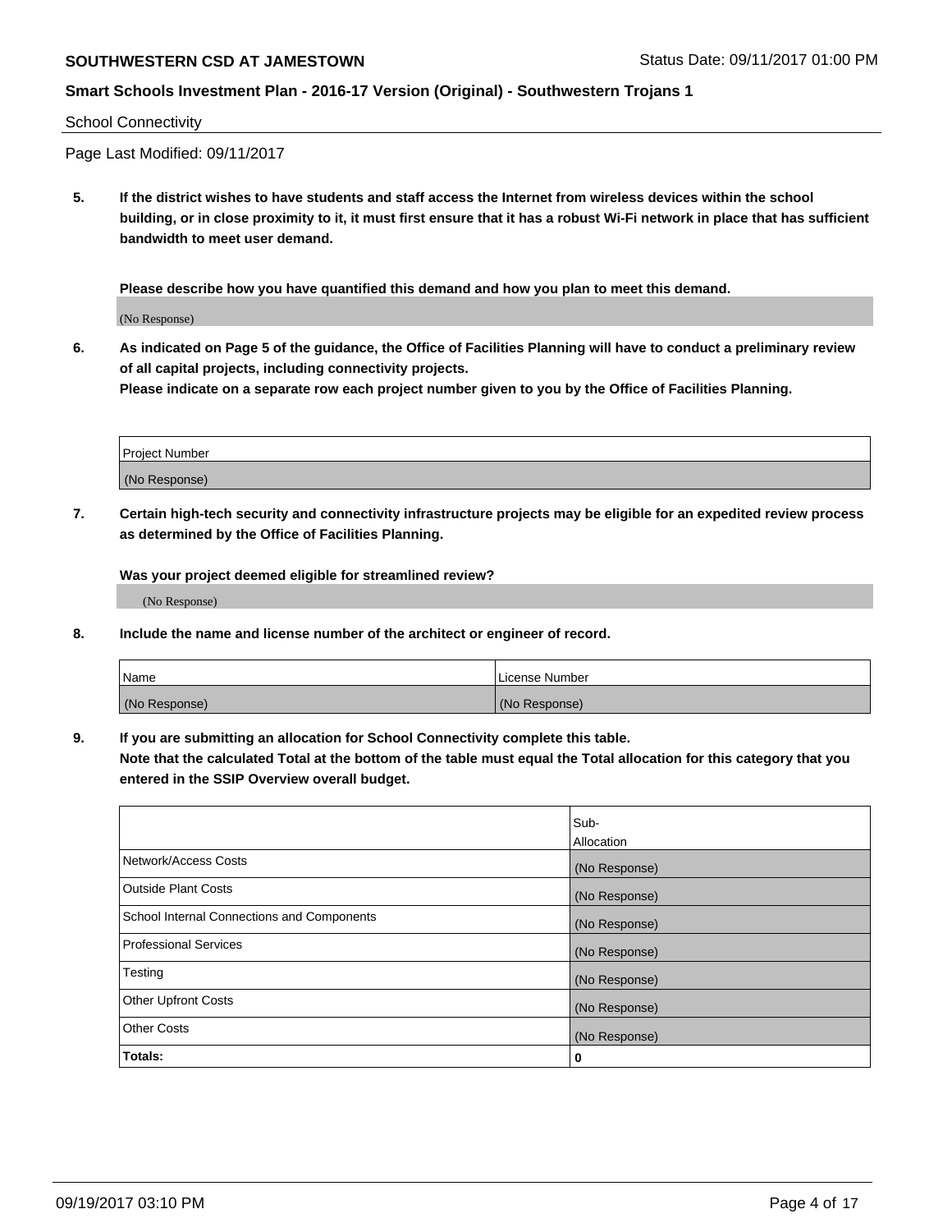School Connectivity

Page Last Modified: 09/11/2017

**5. If the district wishes to have students and staff access the Internet from wireless devices within the school building, or in close proximity to it, it must first ensure that it has a robust Wi-Fi network in place that has sufficient bandwidth to meet user demand.**

**Please describe how you have quantified this demand and how you plan to meet this demand.**

(No Response)

**6. As indicated on Page 5 of the guidance, the Office of Facilities Planning will have to conduct a preliminary review of all capital projects, including connectivity projects.**
**Please indicate on a separate row each project number given to you by the Office of Facilities Planning.**

| Project Number |
|---|
| (No Response) |

**7. Certain high-tech security and connectivity infrastructure projects may be eligible for an expedited review process as determined by the Office of Facilities Planning.**

**Was your project deemed eligible for streamlined review?**

(No Response)

**8. Include the name and license number of the architect or engineer of record.**

| Name | License Number |
|---|---|
| (No Response) | (No Response) |

**9. If you are submitting an allocation for School Connectivity complete this table.**
**Note that the calculated Total at the bottom of the table must equal the Total allocation for this category that you entered in the SSIP Overview overall budget.**

| | Sub-Allocation |
|---|---|
| Network/Access Costs | (No Response) |
| Outside Plant Costs | (No Response) |
| School Internal Connections and Components | (No Response) |
| Professional Services | (No Response) |
| Testing | (No Response) |
| Other Upfront Costs | (No Response) |
| Other Costs | (No Response) |
| **Totals:** | **0** |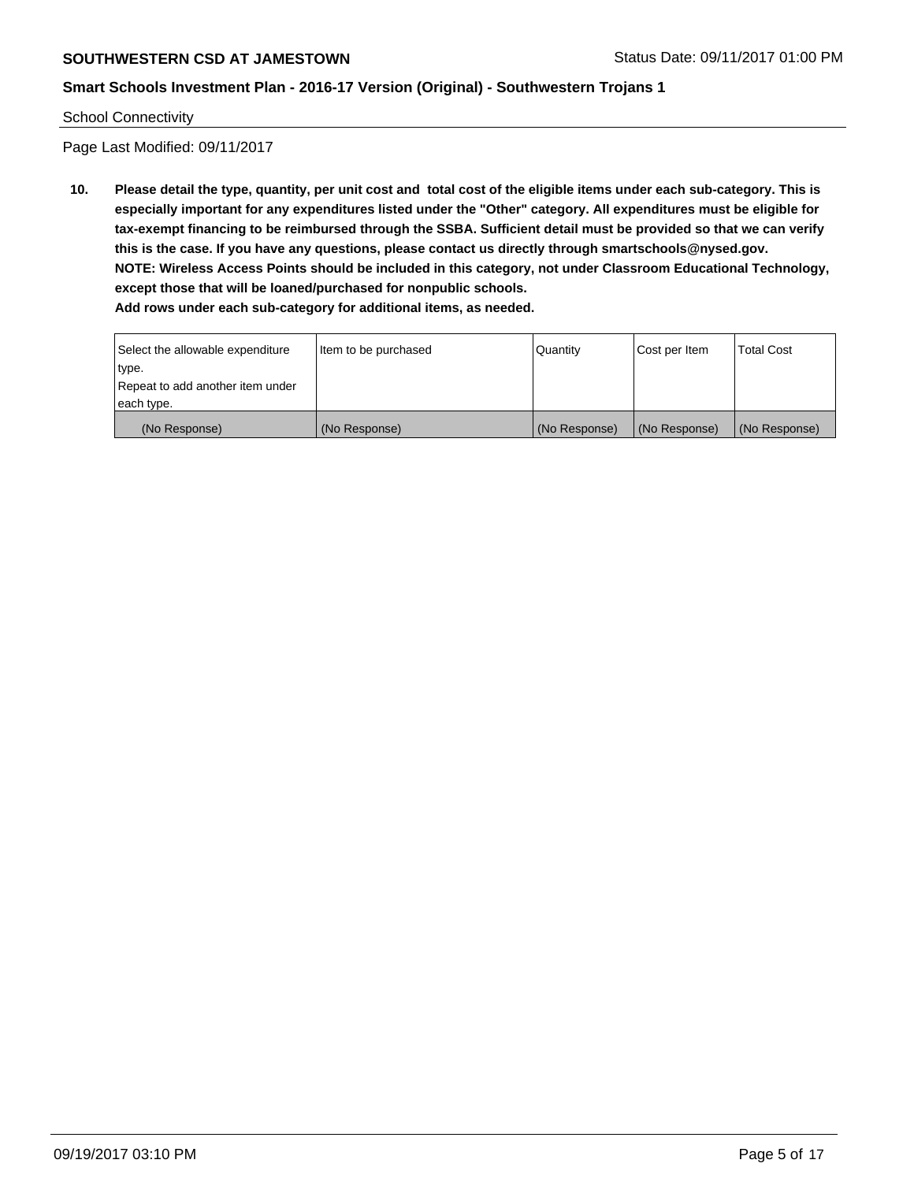School Connectivity

Page Last Modified: 09/11/2017

**10. Please detail the type, quantity, per unit cost and total cost of the eligible items under each sub-category. This is especially important for any expenditures listed under the "Other" category. All expenditures must be eligible for tax-exempt financing to be reimbursed through the SSBA. Sufficient detail must be provided so that we can verify this is the case. If you have any questions, please contact us directly through smartschools@nysed.gov.**
**NOTE: Wireless Access Points should be included in this category, not under Classroom Educational Technology, except those that will be loaned/purchased for nonpublic schools.**
**Add rows under each sub-category for additional items, as needed.**

| Select the allowable expenditure type. Repeat to add another item under each type. | Item to be purchased | Quantity | Cost per Item | Total Cost |
|---|---|---|---|---|
| (No Response) | (No Response) | (No Response) | (No Response) | (No Response) |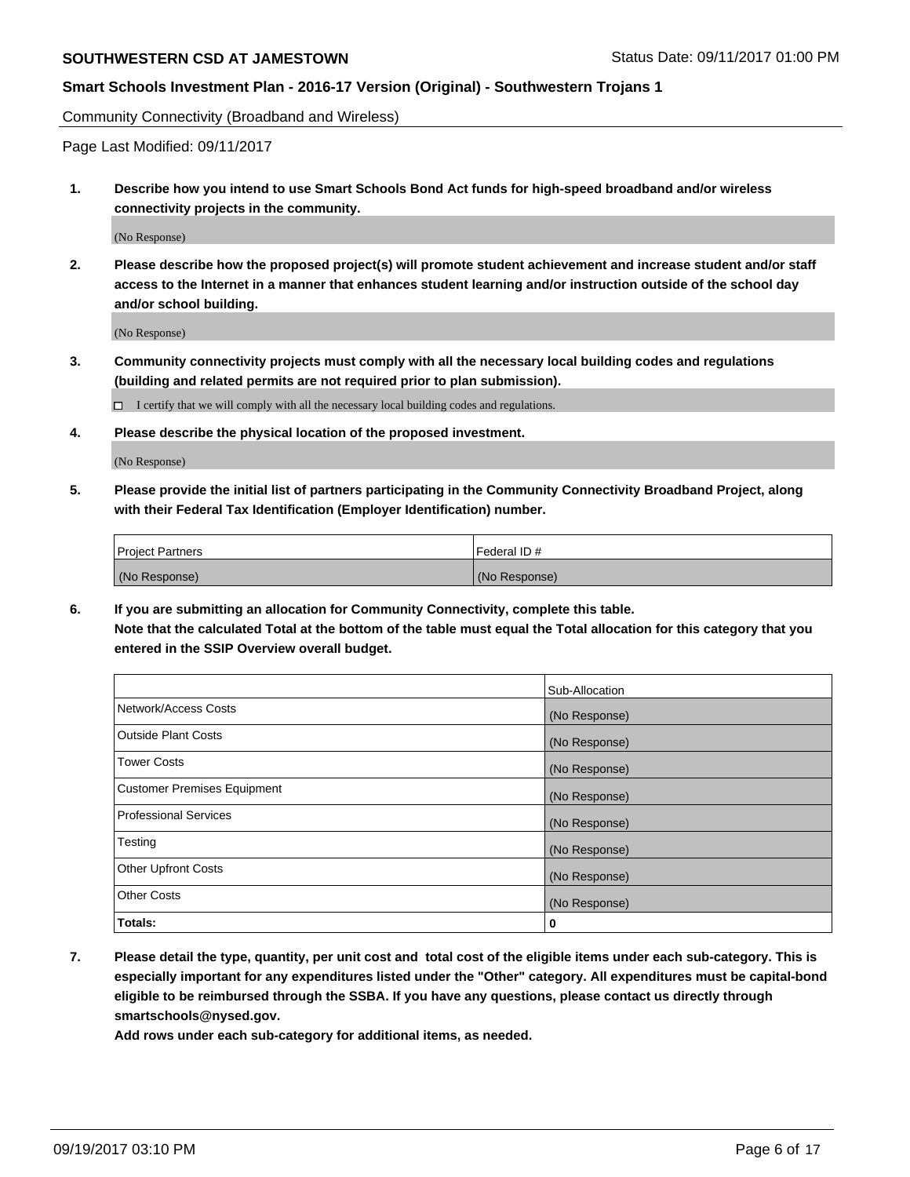Community Connectivity (Broadband and Wireless)

Page Last Modified: 09/11/2017

1. **Describe how you intend to use Smart Schools Bond Act funds for high-speed broadband and/or wireless connectivity projects in the community.**

(No Response)

2. **Please describe how the proposed project(s) will promote student achievement and increase student and/or staff access to the Internet in a manner that enhances student learning and/or instruction outside of the school day and/or school building.**

(No Response)

3. **Community connectivity projects must comply with all the necessary local building codes and regulations (building and related permits are not required prior to plan submission).**

☐ I certify that we will comply with all the necessary local building codes and regulations.

4. **Please describe the physical location of the proposed investment.**

(No Response)

5. **Please provide the initial list of partners participating in the Community Connectivity Broadband Project, along with their Federal Tax Identification (Employer Identification) number.**

| Project Partners | Federal ID # |
| --- | --- |
| (No Response) | (No Response) |

6. **If you are submitting an allocation for Community Connectivity, complete this table. Note that the calculated Total at the bottom of the table must equal the Total allocation for this category that you entered in the SSIP Overview overall budget.**

| | Sub-Allocation |
| --- | --- |
| Network/Access Costs | (No Response) |
| Outside Plant Costs | (No Response) |
| Tower Costs | (No Response) |
| Customer Premises Equipment | (No Response) |
| Professional Services | (No Response) |
| Testing | (No Response) |
| Other Upfront Costs | (No Response) |
| Other Costs | (No Response) |
| **Totals:** | **0** |

7. **Please detail the type, quantity, per unit cost and total cost of the eligible items under each sub-category. This is especially important for any expenditures listed under the "Other" category. All expenditures must be capital-bond eligible to be reimbursed through the SSBA. If you have any questions, please contact us directly through smartschools@nysed.gov.**

**Add rows under each sub-category for additional items, as needed.**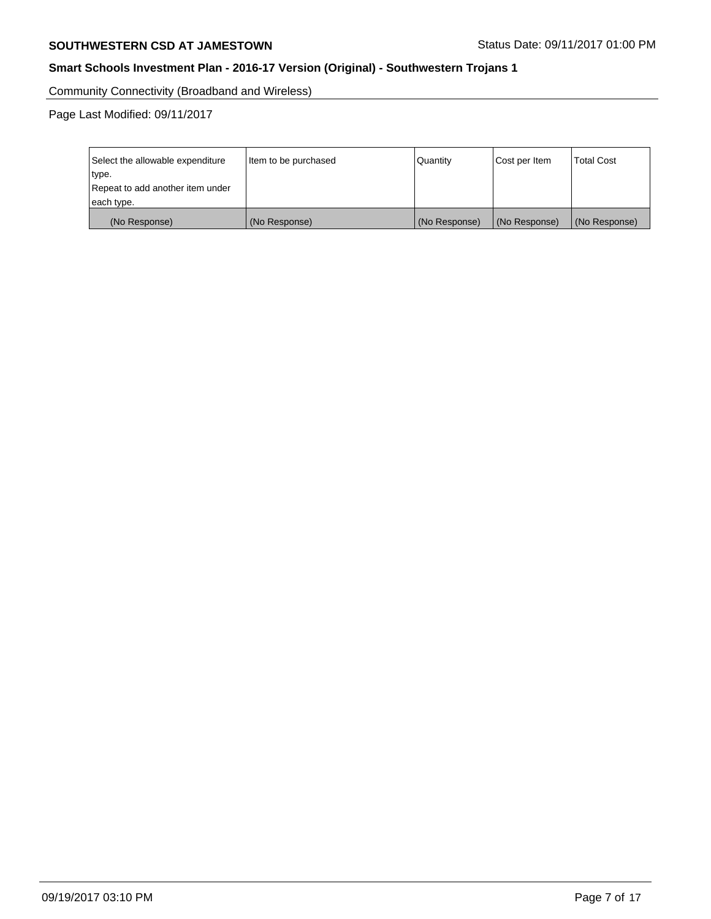Community Connectivity (Broadband and Wireless)

Page Last Modified: 09/11/2017

| Select the allowable expenditure type. Repeat to add another item under each type. | Item to be purchased | Quantity | Cost per Item | Total Cost |
| --- | --- | --- | --- | --- |
| (No Response) | (No Response) | (No Response) | (No Response) | (No Response) |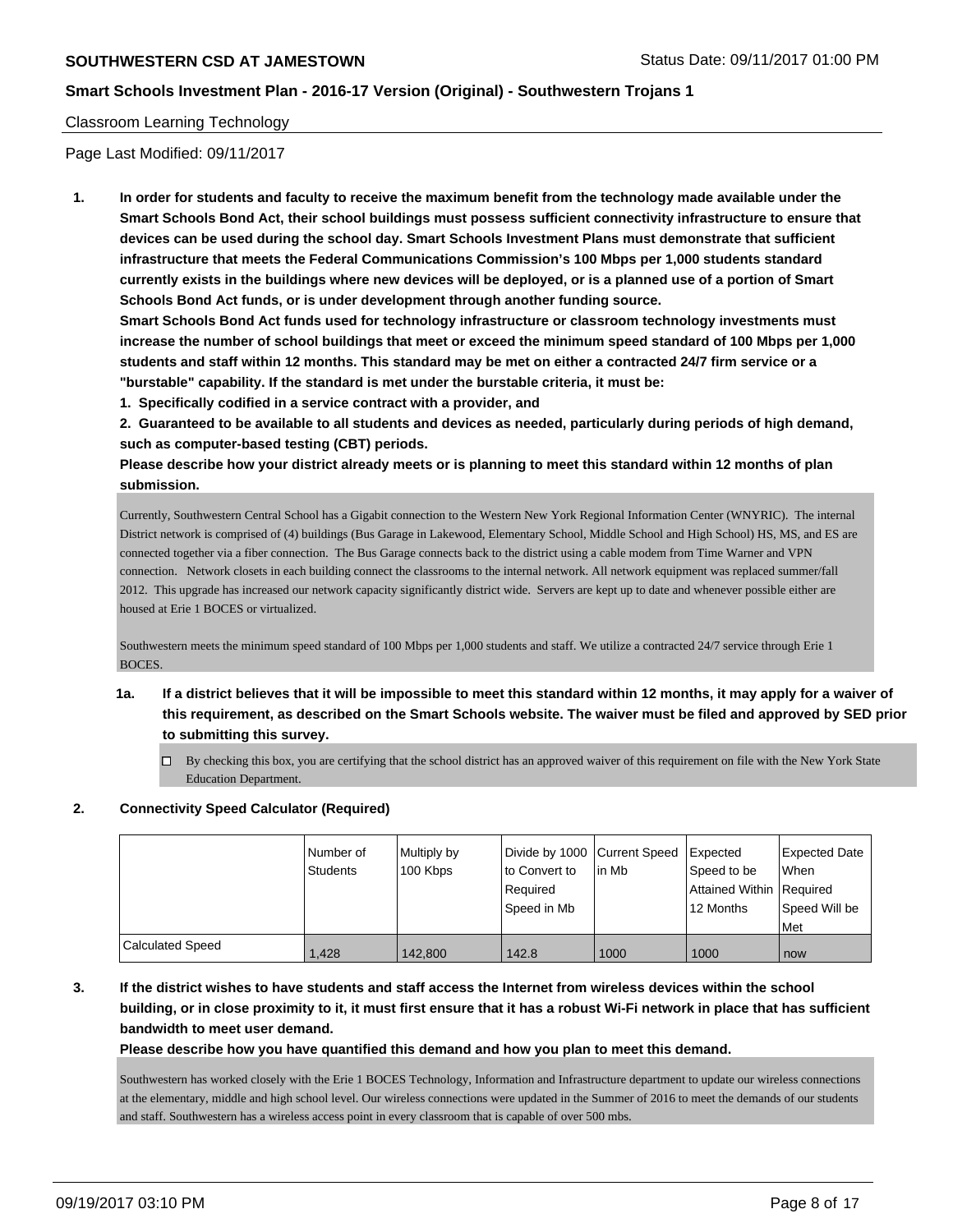Classroom Learning Technology

Page Last Modified: 09/11/2017

**1. In order for students and faculty to receive the maximum benefit from the technology made available under the Smart Schools Bond Act, their school buildings must possess sufficient connectivity infrastructure to ensure that devices can be used during the school day. Smart Schools Investment Plans must demonstrate that sufficient infrastructure that meets the Federal Communications Commission's 100 Mbps per 1,000 students standard currently exists in the buildings where new devices will be deployed, or is a planned use of a portion of Smart Schools Bond Act funds, or is under development through another funding source.**

**Smart Schools Bond Act funds used for technology infrastructure or classroom technology investments must increase the number of school buildings that meet or exceed the minimum speed standard of 100 Mbps per 1,000 students and staff within 12 months. This standard may be met on either a contracted 24/7 firm service or a "burstable" capability. If the standard is met under the burstable criteria, it must be:**

**1. Specifically codified in a service contract with a provider, and**

**2. Guaranteed to be available to all students and devices as needed, particularly during periods of high demand, such as computer-based testing (CBT) periods.**

**Please describe how your district already meets or is planning to meet this standard within 12 months of plan submission.**

Currently, Southwestern Central School has a Gigabit connection to the Western New York Regional Information Center (WNYRIC). The internal District network is comprised of (4) buildings (Bus Garage in Lakewood, Elementary School, Middle School and High School) HS, MS, and ES are connected together via a fiber connection. The Bus Garage connects back to the district using a cable modem from Time Warner and VPN connection. Network closets in each building connect the classrooms to the internal network. All network equipment was replaced summer/fall 2012. This upgrade has increased our network capacity significantly district wide. Servers are kept up to date and whenever possible either are housed at Erie 1 BOCES or virtualized.

Southwestern meets the minimum speed standard of 100 Mbps per 1,000 students and staff. We utilize a contracted 24/7 service through Erie 1 BOCES.

**1a. If a district believes that it will be impossible to meet this standard within 12 months, it may apply for a waiver of this requirement, as described on the Smart Schools website. The waiver must be filed and approved by SED prior to submitting this survey.**

☐ By checking this box, you are certifying that the school district has an approved waiver of this requirement on file with the New York State Education Department.

**2. Connectivity Speed Calculator (Required)**

| | Number of Students | Multiply by 100 Kbps | Divide by 1000 to Convert to Required Speed in Mb | Current Speed in Mb | Expected Speed to be Attained Within 12 Months | Expected Date When Required Speed Will be Met |
|---|---|---|---|---|---|---|
| Calculated Speed | 1,428 | 142,800 | 142.8 | 1000 | 1000 | now |

**3. If the district wishes to have students and staff access the Internet from wireless devices within the school building, or in close proximity to it, it must first ensure that it has a robust Wi-Fi network in place that has sufficient bandwidth to meet user demand.**

**Please describe how you have quantified this demand and how you plan to meet this demand.**

Southwestern has worked closely with the Erie 1 BOCES Technology, Information and Infrastructure department to update our wireless connections at the elementary, middle and high school level. Our wireless connections were updated in the Summer of 2016 to meet the demands of our students and staff. Southwestern has a wireless access point in every classroom that is capable of over 500 mbs.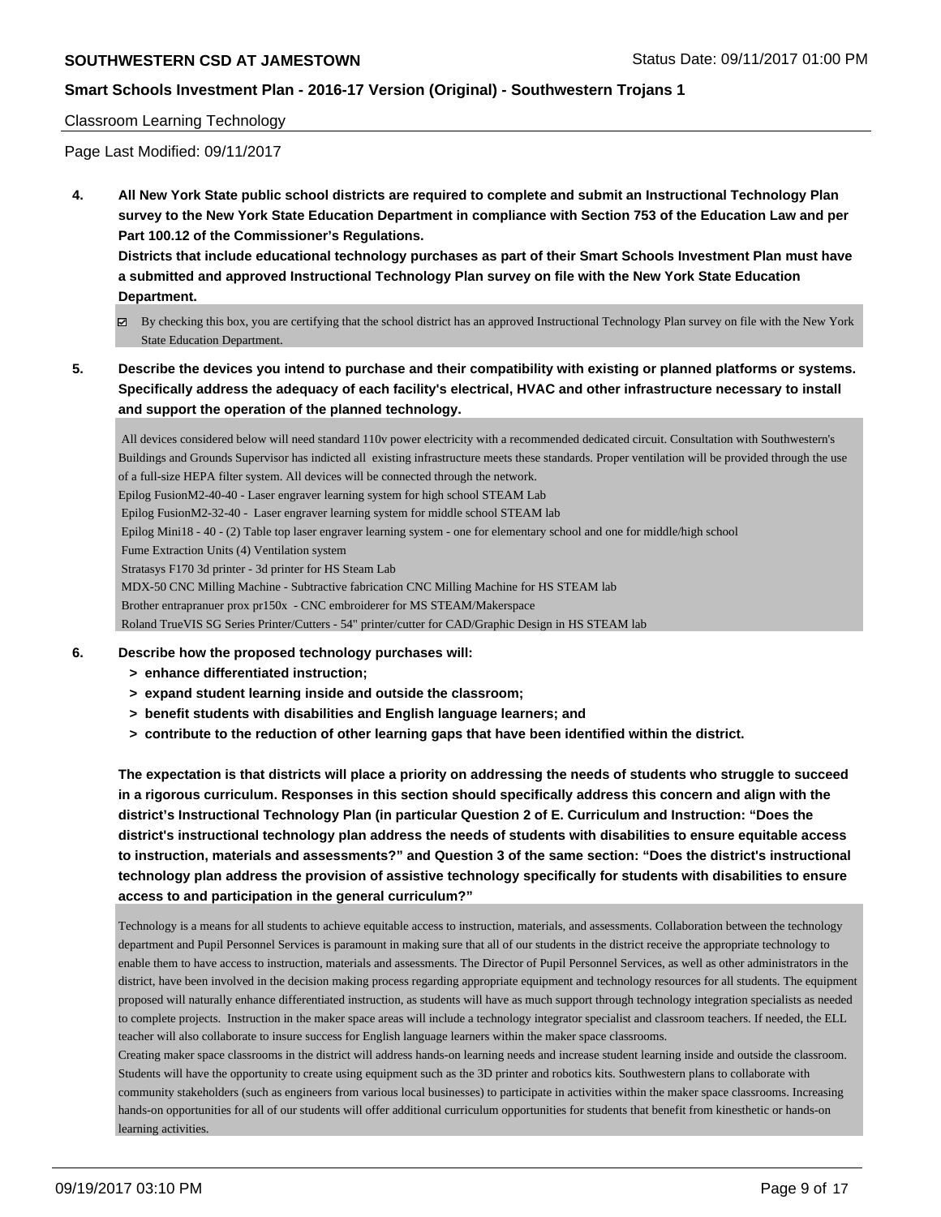Classroom Learning Technology

Page Last Modified: 09/11/2017

**4. All New York State public school districts are required to complete and submit an Instructional Technology Plan survey to the New York State Education Department in compliance with Section 753 of the Education Law and per Part 100.12 of the Commissioner's Regulations.**

**Districts that include educational technology purchases as part of their Smart Schools Investment Plan must have a submitted and approved Instructional Technology Plan survey on file with the New York State Education Department.**

☑ By checking this box, you are certifying that the school district has an approved Instructional Technology Plan survey on file with the New York State Education Department.

**5. Describe the devices you intend to purchase and their compatibility with existing or planned platforms or systems. Specifically address the adequacy of each facility's electrical, HVAC and other infrastructure necessary to install and support the operation of the planned technology.**

All devices considered below will need standard 110v power electricity with a recommended dedicated circuit. Consultation with Southwestern's Buildings and Grounds Supervisor has indicted all existing infrastructure meets these standards. Proper ventilation will be provided through the use of a full-size HEPA filter system. All devices will be connected through the network.
Epilog FusionM2-40-40 - Laser engraver learning system for high school STEAM Lab
Epilog FusionM2-32-40 - Laser engraver learning system for middle school STEAM lab
Epilog Mini18 - 40 - (2) Table top laser engraver learning system - one for elementary school and one for middle/high school
Fume Extraction Units (4) Ventilation system
Stratasys F170 3d printer - 3d printer for HS Steam Lab
MDX-50 CNC Milling Machine - Subtractive fabrication CNC Milling Machine for HS STEAM lab
Brother entrapranuer prox pr150x - CNC embroiderer for MS STEAM/Makerspace
Roland TrueVIS SG Series Printer/Cutters - 54" printer/cutter for CAD/Graphic Design in HS STEAM lab

**6. Describe how the proposed technology purchases will:**
- **> enhance differentiated instruction;**
- **> expand student learning inside and outside the classroom;**
- **> benefit students with disabilities and English language learners; and**
- **> contribute to the reduction of other learning gaps that have been identified within the district.**

**The expectation is that districts will place a priority on addressing the needs of students who struggle to succeed in a rigorous curriculum. Responses in this section should specifically address this concern and align with the district's Instructional Technology Plan (in particular Question 2 of E. Curriculum and Instruction: "Does the district's instructional technology plan address the needs of students with disabilities to ensure equitable access to instruction, materials and assessments?" and Question 3 of the same section: "Does the district's instructional technology plan address the provision of assistive technology specifically for students with disabilities to ensure access to and participation in the general curriculum?"**

Technology is a means for all students to achieve equitable access to instruction, materials, and assessments. Collaboration between the technology department and Pupil Personnel Services is paramount in making sure that all of our students in the district receive the appropriate technology to enable them to have access to instruction, materials and assessments. The Director of Pupil Personnel Services, as well as other administrators in the district, have been involved in the decision making process regarding appropriate equipment and technology resources for all students. The equipment proposed will naturally enhance differentiated instruction, as students will have as much support through technology integration specialists as needed to complete projects. Instruction in the maker space areas will include a technology integrator specialist and classroom teachers. If needed, the ELL teacher will also collaborate to insure success for English language learners within the maker space classrooms.
Creating maker space classrooms in the district will address hands-on learning needs and increase student learning inside and outside the classroom. Students will have the opportunity to create using equipment such as the 3D printer and robotics kits. Southwestern plans to collaborate with community stakeholders (such as engineers from various local businesses) to participate in activities within the maker space classrooms. Increasing hands-on opportunities for all of our students will offer additional curriculum opportunities for students that benefit from kinesthetic or hands-on learning activities.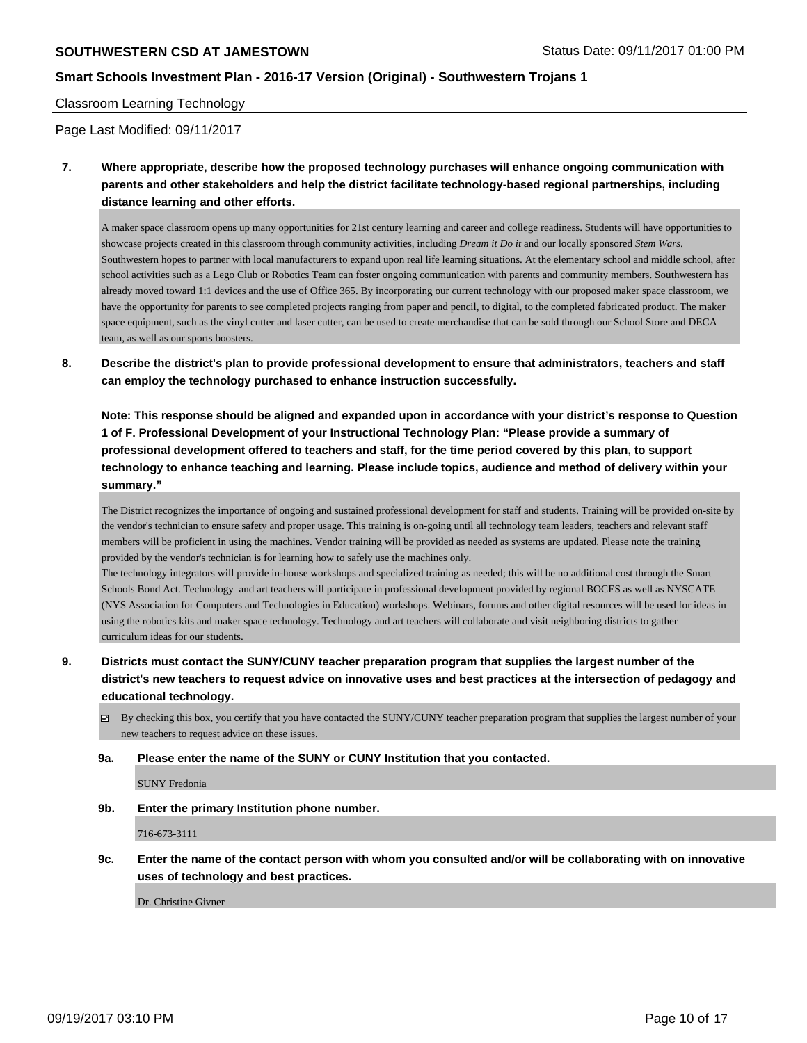Classroom Learning Technology

Page Last Modified: 09/11/2017

**7. Where appropriate, describe how the proposed technology purchases will enhance ongoing communication with parents and other stakeholders and help the district facilitate technology-based regional partnerships, including distance learning and other efforts.**

A maker space classroom opens up many opportunities for 21st century learning and career and college readiness. Students will have opportunities to showcase projects created in this classroom through community activities, including *Dream it Do it* and our locally sponsored *Stem Wars*. Southwestern hopes to partner with local manufacturers to expand upon real life learning situations. At the elementary school and middle school, after school activities such as a Lego Club or Robotics Team can foster ongoing communication with parents and community members. Southwestern has already moved toward 1:1 devices and the use of Office 365. By incorporating our current technology with our proposed maker space classroom, we have the opportunity for parents to see completed projects ranging from paper and pencil, to digital, to the completed fabricated product. The maker space equipment, such as the vinyl cutter and laser cutter, can be used to create merchandise that can be sold through our School Store and DECA team, as well as our sports boosters.

**8. Describe the district's plan to provide professional development to ensure that administrators, teachers and staff can employ the technology purchased to enhance instruction successfully.**

**Note: This response should be aligned and expanded upon in accordance with your district's response to Question 1 of F. Professional Development of your Instructional Technology Plan: "Please provide a summary of professional development offered to teachers and staff, for the time period covered by this plan, to support technology to enhance teaching and learning. Please include topics, audience and method of delivery within your summary."**

The District recognizes the importance of ongoing and sustained professional development for staff and students. Training will be provided on-site by the vendor's technician to ensure safety and proper usage. This training is on-going until all technology team leaders, teachers and relevant staff members will be proficient in using the machines. Vendor training will be provided as needed as systems are updated. Please note the training provided by the vendor's technician is for learning how to safely use the machines only.
The technology integrators will provide in-house workshops and specialized training as needed; this will be no additional cost through the Smart Schools Bond Act. Technology and art teachers will participate in professional development provided by regional BOCES as well as NYSCATE (NYS Association for Computers and Technologies in Education) workshops. Webinars, forums and other digital resources will be used for ideas in using the robotics kits and maker space technology. Technology and art teachers will collaborate and visit neighboring districts to gather curriculum ideas for our students.

**9. Districts must contact the SUNY/CUNY teacher preparation program that supplies the largest number of the district's new teachers to request advice on innovative uses and best practices at the intersection of pedagogy and educational technology.**

☑ By checking this box, you certify that you have contacted the SUNY/CUNY teacher preparation program that supplies the largest number of your new teachers to request advice on these issues.

**9a. Please enter the name of the SUNY or CUNY Institution that you contacted.**

SUNY Fredonia

**9b. Enter the primary Institution phone number.**

716-673-3111

**9c. Enter the name of the contact person with whom you consulted and/or will be collaborating with on innovative uses of technology and best practices.**

Dr. Christine Givner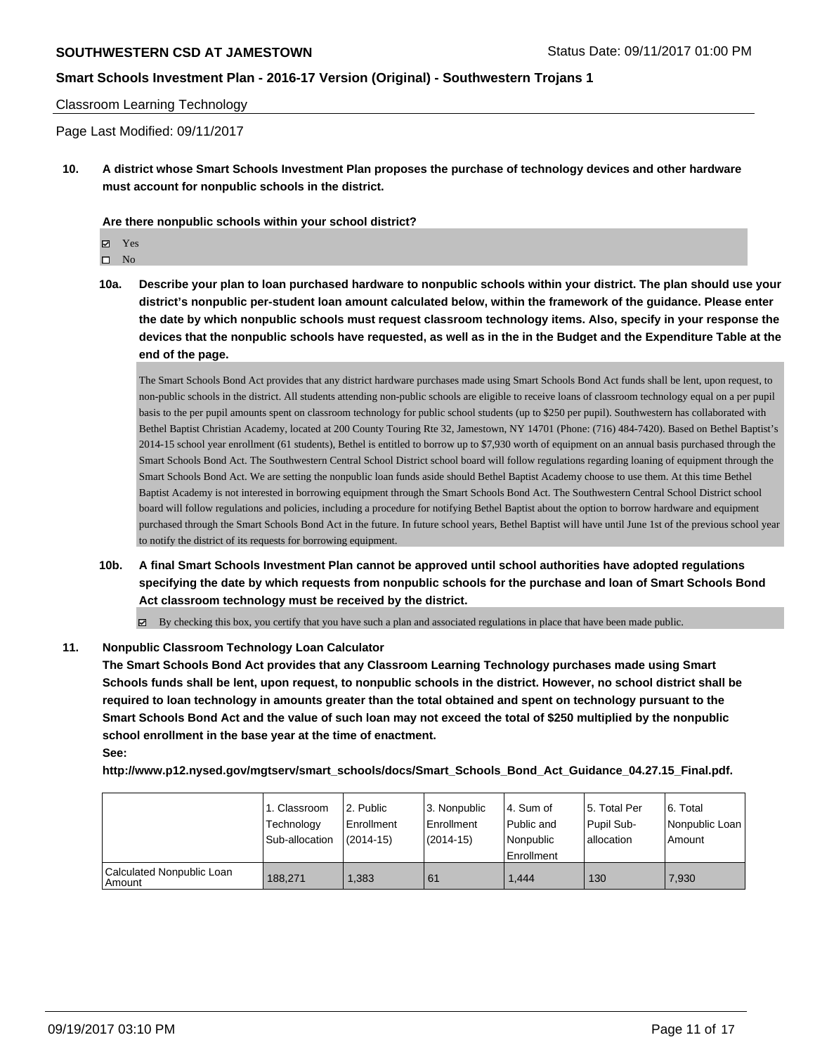Classroom Learning Technology

Page Last Modified: 09/11/2017

**10. A district whose Smart Schools Investment Plan proposes the purchase of technology devices and other hardware must account for nonpublic schools in the district.**

**Are there nonpublic schools within your school district?**

- ☑ Yes
- ☐ No

**10a. Describe your plan to loan purchased hardware to nonpublic schools within your district. The plan should use your district's nonpublic per-student loan amount calculated below, within the framework of the guidance. Please enter the date by which nonpublic schools must request classroom technology items. Also, specify in your response the devices that the nonpublic schools have requested, as well as in the in the Budget and the Expenditure Table at the end of the page.**

The Smart Schools Bond Act provides that any district hardware purchases made using Smart Schools Bond Act funds shall be lent, upon request, to non-public schools in the district. All students attending non-public schools are eligible to receive loans of classroom technology equal on a per pupil basis to the per pupil amounts spent on classroom technology for public school students (up to $250 per pupil). Southwestern has collaborated with Bethel Baptist Christian Academy, located at 200 County Touring Rte 32, Jamestown, NY 14701 (Phone: (716) 484-7420). Based on Bethel Baptist's 2014-15 school year enrollment (61 students), Bethel is entitled to borrow up to $7,930 worth of equipment on an annual basis purchased through the Smart Schools Bond Act. The Southwestern Central School District school board will follow regulations regarding loaning of equipment through the Smart Schools Bond Act. We are setting the nonpublic loan funds aside should Bethel Baptist Academy choose to use them. At this time Bethel Baptist Academy is not interested in borrowing equipment through the Smart Schools Bond Act. The Southwestern Central School District school board will follow regulations and policies, including a procedure for notifying Bethel Baptist about the option to borrow hardware and equipment purchased through the Smart Schools Bond Act in the future. In future school years, Bethel Baptist will have until June 1st of the previous school year to notify the district of its requests for borrowing equipment.

**10b. A final Smart Schools Investment Plan cannot be approved until school authorities have adopted regulations specifying the date by which requests from nonpublic schools for the purchase and loan of Smart Schools Bond Act classroom technology must be received by the district.**

- ☑ By checking this box, you certify that you have such a plan and associated regulations in place that have been made public.

**11. Nonpublic Classroom Technology Loan Calculator**

**The Smart Schools Bond Act provides that any Classroom Learning Technology purchases made using Smart Schools funds shall be lent, upon request, to nonpublic schools in the district. However, no school district shall be required to loan technology in amounts greater than the total obtained and spent on technology pursuant to the Smart Schools Bond Act and the value of such loan may not exceed the total of $250 multiplied by the nonpublic school enrollment in the base year at the time of enactment.**

**See:**

**http://www.p12.nysed.gov/mgtserv/smart_schools/docs/Smart_Schools_Bond_Act_Guidance_04.27.15_Final.pdf.**

| | 1. Classroom Technology Sub-allocation | 2. Public Enrollment (2014-15) | 3. Nonpublic Enrollment (2014-15) | 4. Sum of Public and Nonpublic Enrollment | 5. Total Per Pupil Sub-allocation | 6. Total Nonpublic Loan Amount |
|---|---|---|---|---|---|---|
| Calculated Nonpublic Loan Amount | 188,271 | 1,383 | 61 | 1,444 | 130 | 7,930 |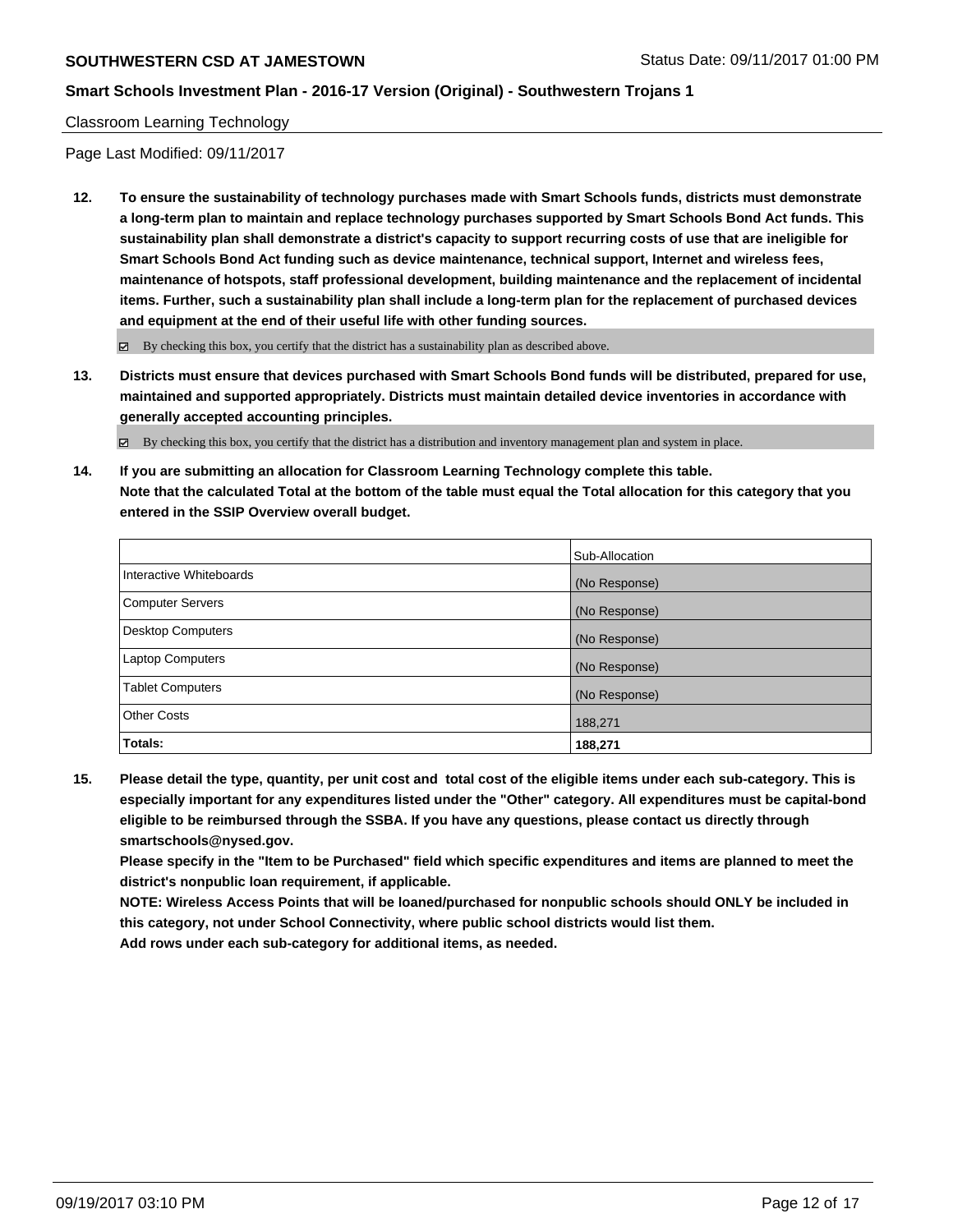Classroom Learning Technology

Page Last Modified: 09/11/2017

**12. To ensure the sustainability of technology purchases made with Smart Schools funds, districts must demonstrate a long-term plan to maintain and replace technology purchases supported by Smart Schools Bond Act funds. This sustainability plan shall demonstrate a district's capacity to support recurring costs of use that are ineligible for Smart Schools Bond Act funding such as device maintenance, technical support, Internet and wireless fees, maintenance of hotspots, staff professional development, building maintenance and the replacement of incidental items. Further, such a sustainability plan shall include a long-term plan for the replacement of purchased devices and equipment at the end of their useful life with other funding sources.**

☑ By checking this box, you certify that the district has a sustainability plan as described above.

**13. Districts must ensure that devices purchased with Smart Schools Bond funds will be distributed, prepared for use, maintained and supported appropriately. Districts must maintain detailed device inventories in accordance with generally accepted accounting principles.**

☑ By checking this box, you certify that the district has a distribution and inventory management plan and system in place.

**14. If you are submitting an allocation for Classroom Learning Technology complete this table.**
**Note that the calculated Total at the bottom of the table must equal the Total allocation for this category that you entered in the SSIP Overview overall budget.**

| | Sub-Allocation |
|---|---|
| Interactive Whiteboards | (No Response) |
| Computer Servers | (No Response) |
| Desktop Computers | (No Response) |
| Laptop Computers | (No Response) |
| Tablet Computers | (No Response) |
| Other Costs | 188,271 |
| **Totals:** | **188,271** |

**15. Please detail the type, quantity, per unit cost and total cost of the eligible items under each sub-category. This is especially important for any expenditures listed under the "Other" category. All expenditures must be capital-bond eligible to be reimbursed through the SSBA. If you have any questions, please contact us directly through smartschools@nysed.gov.**
**Please specify in the "Item to be Purchased" field which specific expenditures and items are planned to meet the district's nonpublic loan requirement, if applicable.**
**NOTE: Wireless Access Points that will be loaned/purchased for nonpublic schools should ONLY be included in this category, not under School Connectivity, where public school districts would list them.**
**Add rows under each sub-category for additional items, as needed.**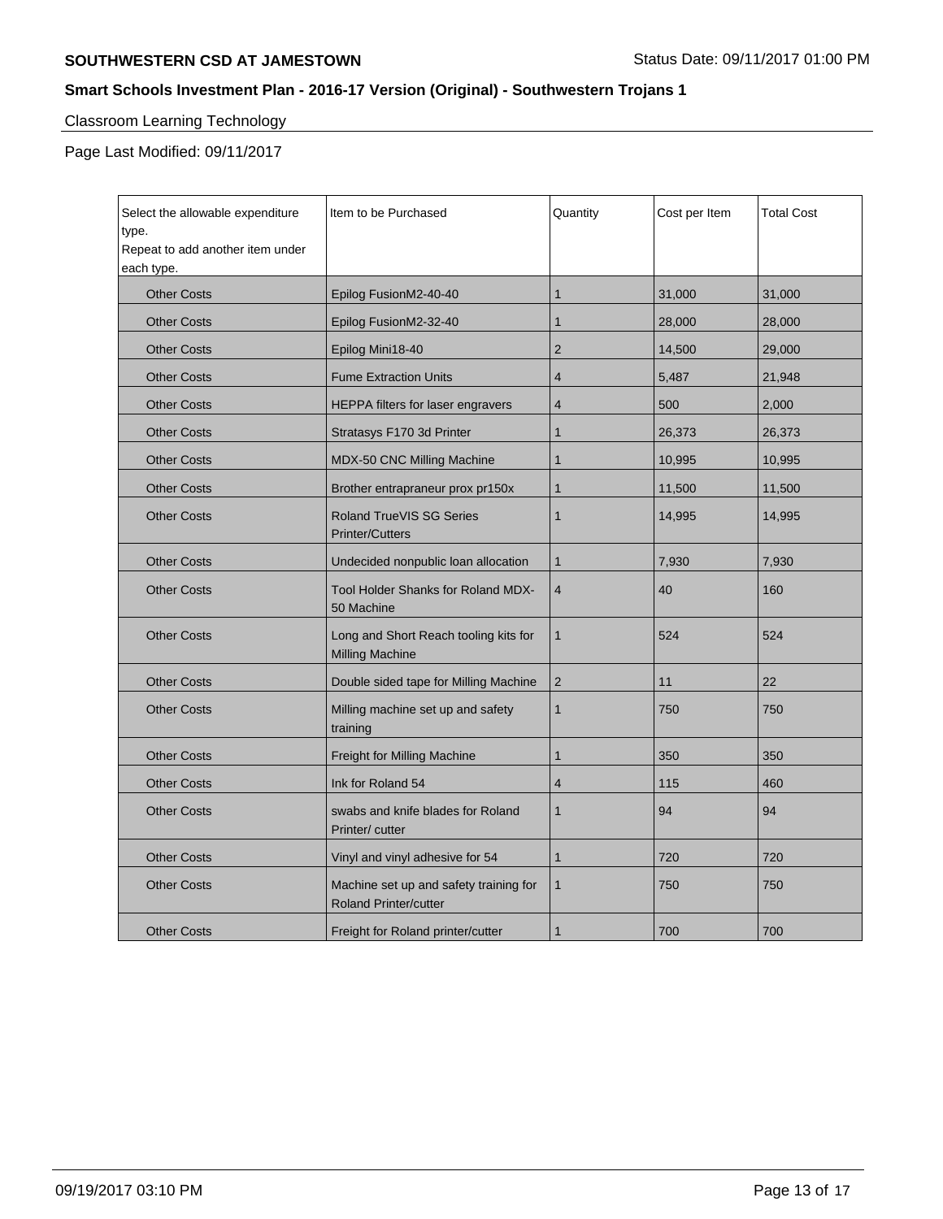**SOUTHWESTERN CSD AT JAMESTOWN** Status Date: 09/11/2017 01:00 PM

## Smart Schools Investment Plan - 2016-17 Version (Original) - Southwestern Trojans 1

### Classroom Learning Technology

Page Last Modified: 09/11/2017

| Select the allowable expenditure type. Repeat to add another item under each type. | Item to be Purchased | Quantity | Cost per Item | Total Cost |
|---|---|---|---|---|
| Other Costs | Epilog FusionM2-40-40 | 1 | 31,000 | 31,000 |
| Other Costs | Epilog FusionM2-32-40 | 1 | 28,000 | 28,000 |
| Other Costs | Epilog Mini18-40 | 2 | 14,500 | 29,000 |
| Other Costs | Fume Extraction Units | 4 | 5,487 | 21,948 |
| Other Costs | HEPPA filters for laser engravers | 4 | 500 | 2,000 |
| Other Costs | Stratasys F170 3d Printer | 1 | 26,373 | 26,373 |
| Other Costs | MDX-50 CNC Milling Machine | 1 | 10,995 | 10,995 |
| Other Costs | Brother entrapraneur prox pr150x | 1 | 11,500 | 11,500 |
| Other Costs | Roland TrueVIS SG Series Printer/Cutters | 1 | 14,995 | 14,995 |
| Other Costs | Undecided nonpublic loan allocation | 1 | 7,930 | 7,930 |
| Other Costs | Tool Holder Shanks for Roland MDX-50 Machine | 4 | 40 | 160 |
| Other Costs | Long and Short Reach tooling kits for Milling Machine | 1 | 524 | 524 |
| Other Costs | Double sided tape for Milling Machine | 2 | 11 | 22 |
| Other Costs | Milling machine set up and safety training | 1 | 750 | 750 |
| Other Costs | Freight for Milling Machine | 1 | 350 | 350 |
| Other Costs | Ink for Roland 54 | 4 | 115 | 460 |
| Other Costs | swabs and knife blades for Roland Printer/ cutter | 1 | 94 | 94 |
| Other Costs | Vinyl and vinyl adhesive for 54 | 1 | 720 | 720 |
| Other Costs | Machine set up and safety training for Roland Printer/cutter | 1 | 750 | 750 |
| Other Costs | Freight for Roland printer/cutter | 1 | 700 | 700 |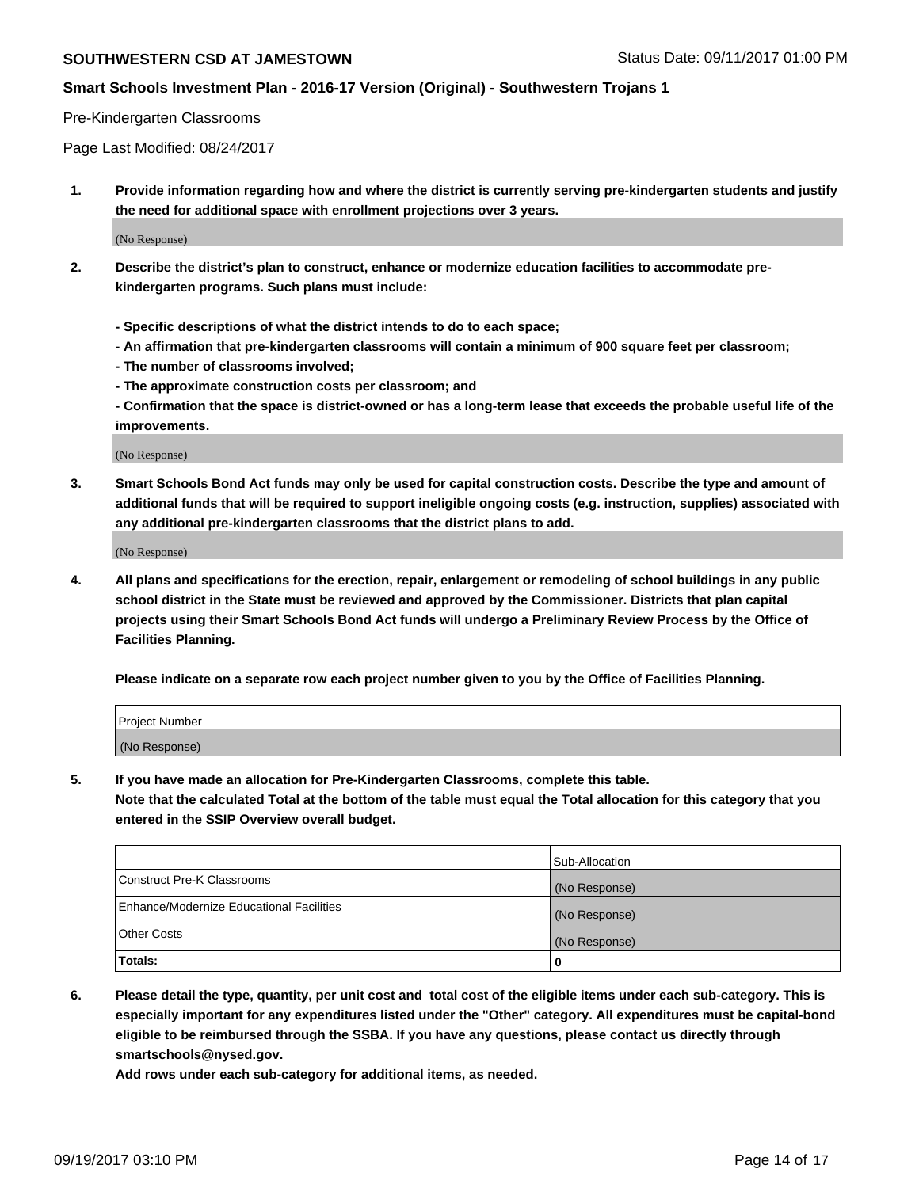Pre-Kindergarten Classrooms

Page Last Modified: 08/24/2017

**1. Provide information regarding how and where the district is currently serving pre-kindergarten students and justify the need for additional space with enrollment projections over 3 years.**

(No Response)

**2. Describe the district's plan to construct, enhance or modernize education facilities to accommodate pre-kindergarten programs. Such plans must include:**

**- Specific descriptions of what the district intends to do to each space;**
**- An affirmation that pre-kindergarten classrooms will contain a minimum of 900 square feet per classroom;**
**- The number of classrooms involved;**
**- The approximate construction costs per classroom; and**
**- Confirmation that the space is district-owned or has a long-term lease that exceeds the probable useful life of the improvements.**

(No Response)

**3. Smart Schools Bond Act funds may only be used for capital construction costs. Describe the type and amount of additional funds that will be required to support ineligible ongoing costs (e.g. instruction, supplies) associated with any additional pre-kindergarten classrooms that the district plans to add.**

(No Response)

**4. All plans and specifications for the erection, repair, enlargement or remodeling of school buildings in any public school district in the State must be reviewed and approved by the Commissioner. Districts that plan capital projects using their Smart Schools Bond Act funds will undergo a Preliminary Review Process by the Office of Facilities Planning.**

**Please indicate on a separate row each project number given to you by the Office of Facilities Planning.**

| Project Number |
|---|
| (No Response) |

**5. If you have made an allocation for Pre-Kindergarten Classrooms, complete this table.**
**Note that the calculated Total at the bottom of the table must equal the Total allocation for this category that you entered in the SSIP Overview overall budget.**

| | Sub-Allocation |
|---|---|
| Construct Pre-K Classrooms | (No Response) |
| Enhance/Modernize Educational Facilities | (No Response) |
| Other Costs | (No Response) |
| **Totals:** | **0** |

**6. Please detail the type, quantity, per unit cost and total cost of the eligible items under each sub-category. This is especially important for any expenditures listed under the "Other" category. All expenditures must be capital-bond eligible to be reimbursed through the SSBA. If you have any questions, please contact us directly through smartschools@nysed.gov.**

**Add rows under each sub-category for additional items, as needed.**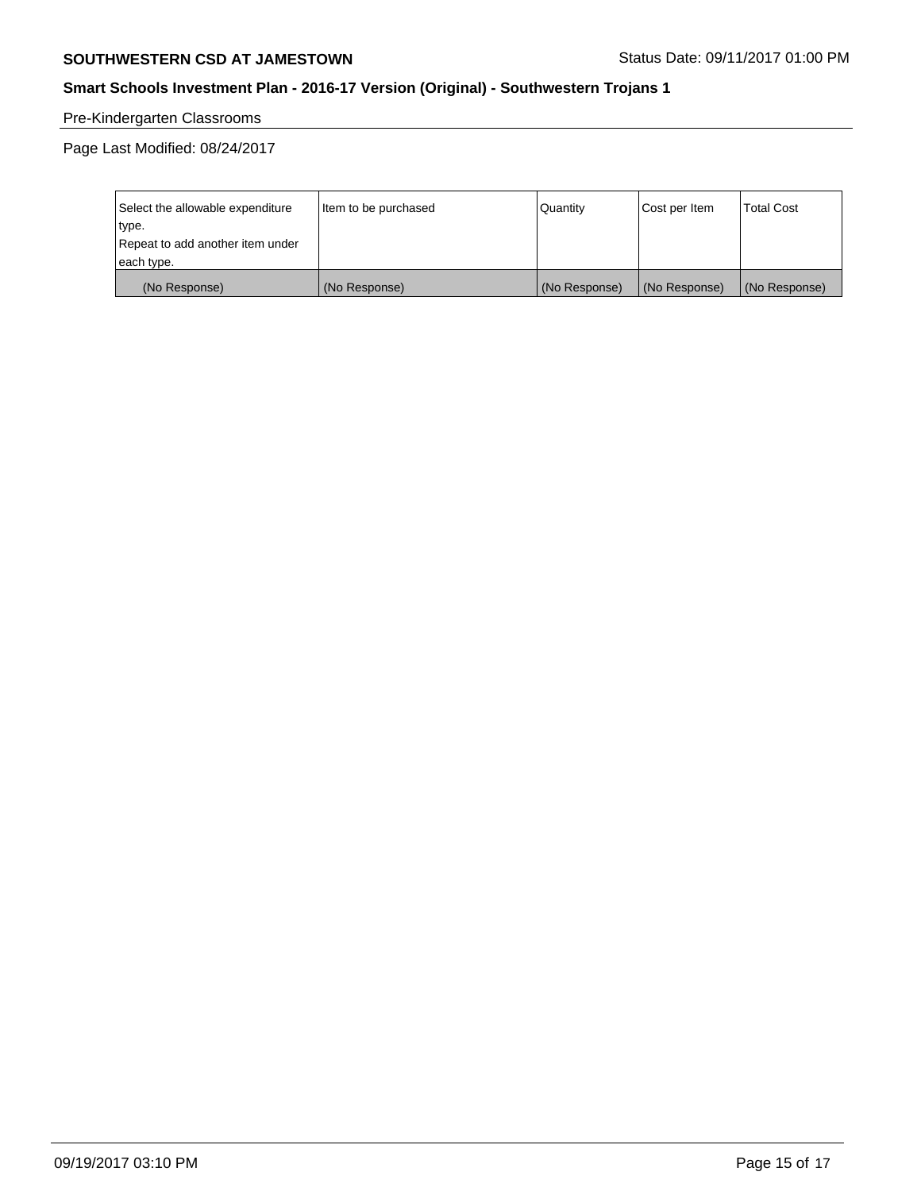Pre-Kindergarten Classrooms

Page Last Modified: 08/24/2017

| Select the allowable expenditure type. Repeat to add another item under each type. | Item to be purchased | Quantity | Cost per Item | Total Cost |
|---|---|---|---|---|
| (No Response) | (No Response) | (No Response) | (No Response) | (No Response) |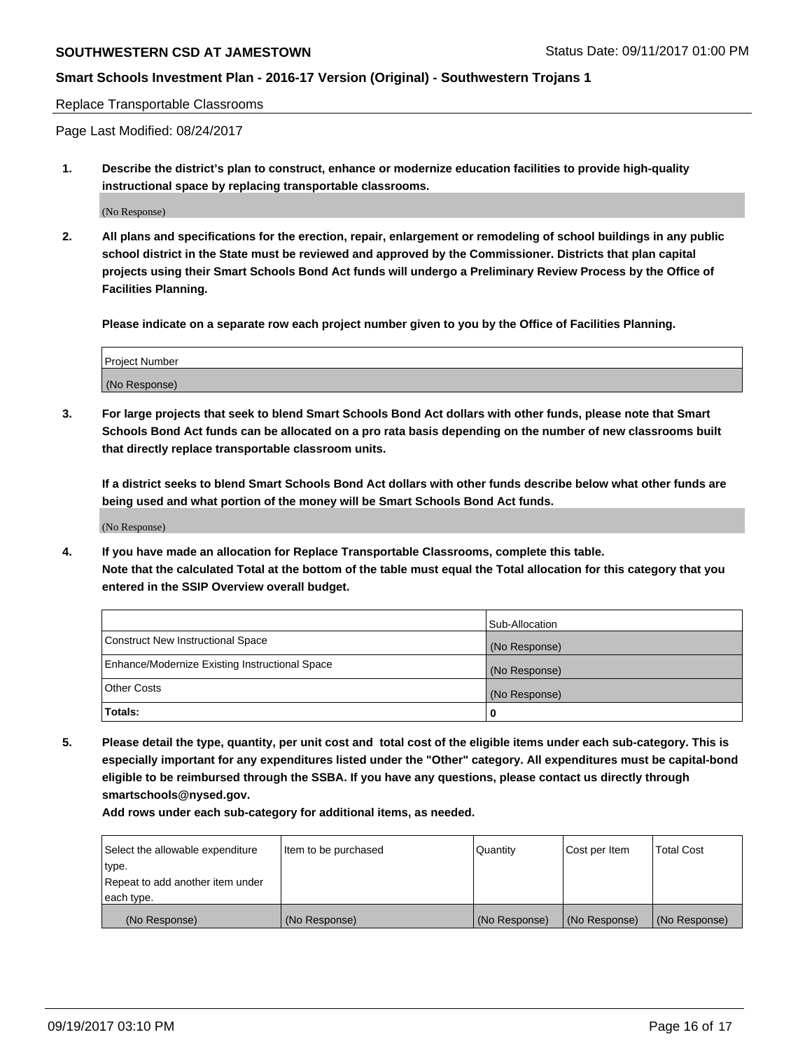Replace Transportable Classrooms

Page Last Modified: 08/24/2017

**1. Describe the district's plan to construct, enhance or modernize education facilities to provide high-quality instructional space by replacing transportable classrooms.**

(No Response)

**2. All plans and specifications for the erection, repair, enlargement or remodeling of school buildings in any public school district in the State must be reviewed and approved by the Commissioner. Districts that plan capital projects using their Smart Schools Bond Act funds will undergo a Preliminary Review Process by the Office of Facilities Planning.**

**Please indicate on a separate row each project number given to you by the Office of Facilities Planning.**

| Project Number |
|---|
| (No Response) |

**3. For large projects that seek to blend Smart Schools Bond Act dollars with other funds, please note that Smart Schools Bond Act funds can be allocated on a pro rata basis depending on the number of new classrooms built that directly replace transportable classroom units.**

**If a district seeks to blend Smart Schools Bond Act dollars with other funds describe below what other funds are being used and what portion of the money will be Smart Schools Bond Act funds.**

(No Response)

**4. If you have made an allocation for Replace Transportable Classrooms, complete this table. Note that the calculated Total at the bottom of the table must equal the Total allocation for this category that you entered in the SSIP Overview overall budget.**

| | Sub-Allocation |
|---|---|
| Construct New Instructional Space | (No Response) |
| Enhance/Modernize Existing Instructional Space | (No Response) |
| Other Costs | (No Response) |
| **Totals:** | **0** |

**5. Please detail the type, quantity, per unit cost and total cost of the eligible items under each sub-category. This is especially important for any expenditures listed under the "Other" category. All expenditures must be capital-bond eligible to be reimbursed through the SSBA. If you have any questions, please contact us directly through smartschools@nysed.gov.**

**Add rows under each sub-category for additional items, as needed.**

| Select the allowable expenditure type. Repeat to add another item under each type. | Item to be purchased | Quantity | Cost per Item | Total Cost |
|---|---|---|---|---|
| (No Response) | (No Response) | (No Response) | (No Response) | (No Response) |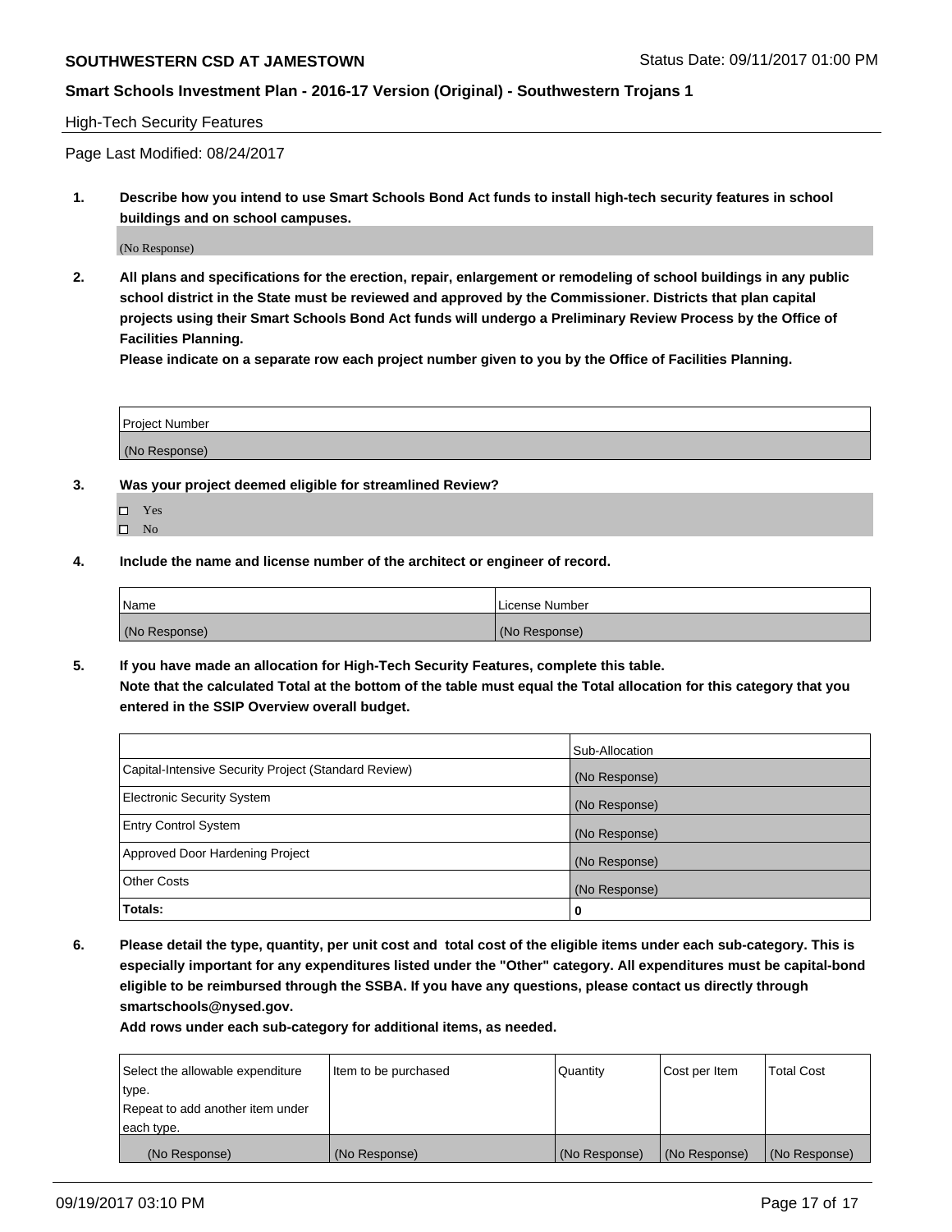High-Tech Security Features

Page Last Modified: 08/24/2017

**1. Describe how you intend to use Smart Schools Bond Act funds to install high-tech security features in school buildings and on school campuses.**

(No Response)

**2. All plans and specifications for the erection, repair, enlargement or remodeling of school buildings in any public school district in the State must be reviewed and approved by the Commissioner. Districts that plan capital projects using their Smart Schools Bond Act funds will undergo a Preliminary Review Process by the Office of Facilities Planning.**

**Please indicate on a separate row each project number given to you by the Office of Facilities Planning.**

| Project Number |
|---|
| (No Response) |

**3. Was your project deemed eligible for streamlined Review?**

- ☐ Yes
- ☐ No

**4. Include the name and license number of the architect or engineer of record.**

| Name | License Number |
|---|---|
| (No Response) | (No Response) |

**5. If you have made an allocation for High-Tech Security Features, complete this table.**
**Note that the calculated Total at the bottom of the table must equal the Total allocation for this category that you entered in the SSIP Overview overall budget.**

| | Sub-Allocation |
|---|---|
| Capital-Intensive Security Project (Standard Review) | (No Response) |
| Electronic Security System | (No Response) |
| Entry Control System | (No Response) |
| Approved Door Hardening Project | (No Response) |
| Other Costs | (No Response) |
| **Totals:** | **0** |

**6. Please detail the type, quantity, per unit cost and total cost of the eligible items under each sub-category. This is especially important for any expenditures listed under the "Other" category. All expenditures must be capital-bond eligible to be reimbursed through the SSBA. If you have any questions, please contact us directly through smartschools@nysed.gov.**

**Add rows under each sub-category for additional items, as needed.**

| Select the allowable expenditure type. Repeat to add another item under each type. | Item to be purchased | Quantity | Cost per Item | Total Cost |
|---|---|---|---|---|
| (No Response) | (No Response) | (No Response) | (No Response) | (No Response) |